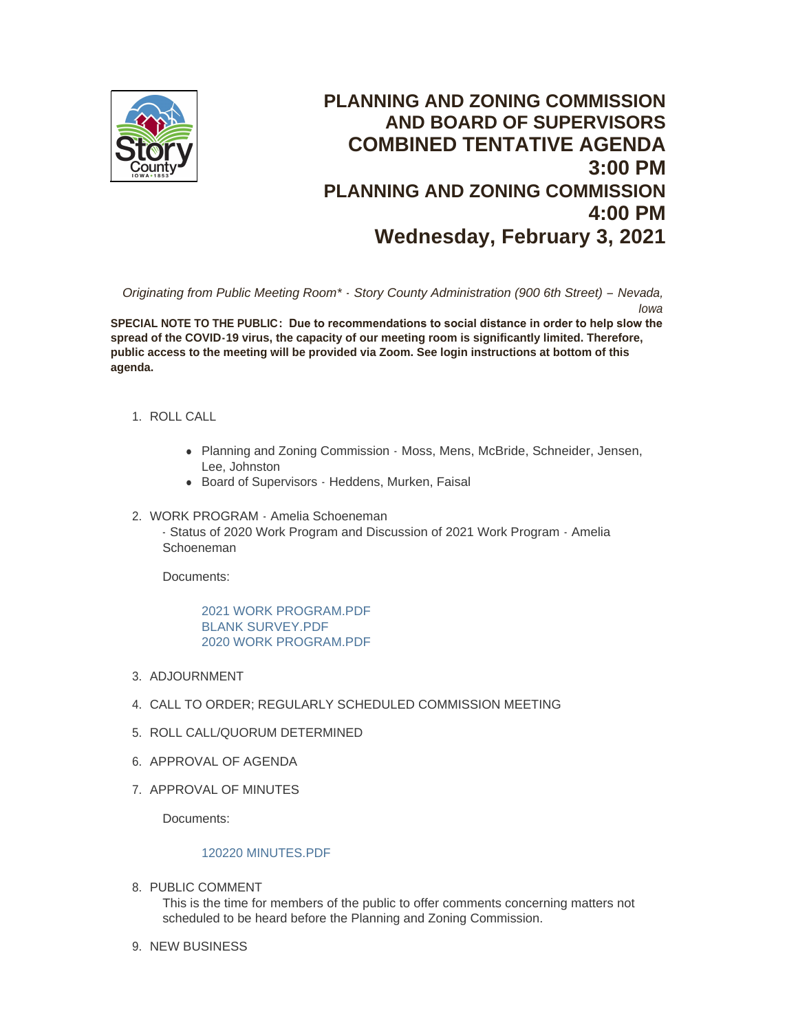# PLANNING AND ZONING COMMISSION AND BOARD OF SUPERVISORS COMBINED TENTATIVE AGENDA 3:00 PM

# PLANNING AND ZONING COMMISSION 4:00 PM

# Wednesday, February 3, 2021

*Originating from Public Meeting Room* - Story County Administration (900 6th Street) – Nevada, Iowa*

**SPECIAL NOTE TO THE PUBLIC: Due to recommendations to social distance in order to help slow the spread of the COVID-19 virus, the capacity of our meeting room is significantly limited. Therefore, public access to the meeting will be provided via Zoom. See login instructions at bottom of this agenda.**

1. ROLL CALL
   - Planning and Zoning Commission - Moss, Mens, McBride, Schneider, Jensen, Lee, Johnston
   - Board of Supervisors - Heddens, Murken, Faisal
2. WORK PROGRAM - Amelia Schoeneman

   - Status of 2020 Work Program and Discussion of 2021 Work Program - Amelia Schoeneman

   Documents:

   2021 WORK PROGRAM.PDF
   BLANK SURVEY.PDF
   2020 WORK PROGRAM.PDF
3. ADJOURNMENT
4. CALL TO ORDER; REGULARLY SCHEDULED COMMISSION MEETING
5. ROLL CALL/QUORUM DETERMINED
6. APPROVAL OF AGENDA
7. APPROVAL OF MINUTES

   Documents:

   120220 MINUTES.PDF
8. PUBLIC COMMENT

   This is the time for members of the public to offer comments concerning matters not scheduled to be heard before the Planning and Zoning Commission.
9. NEW BUSINESS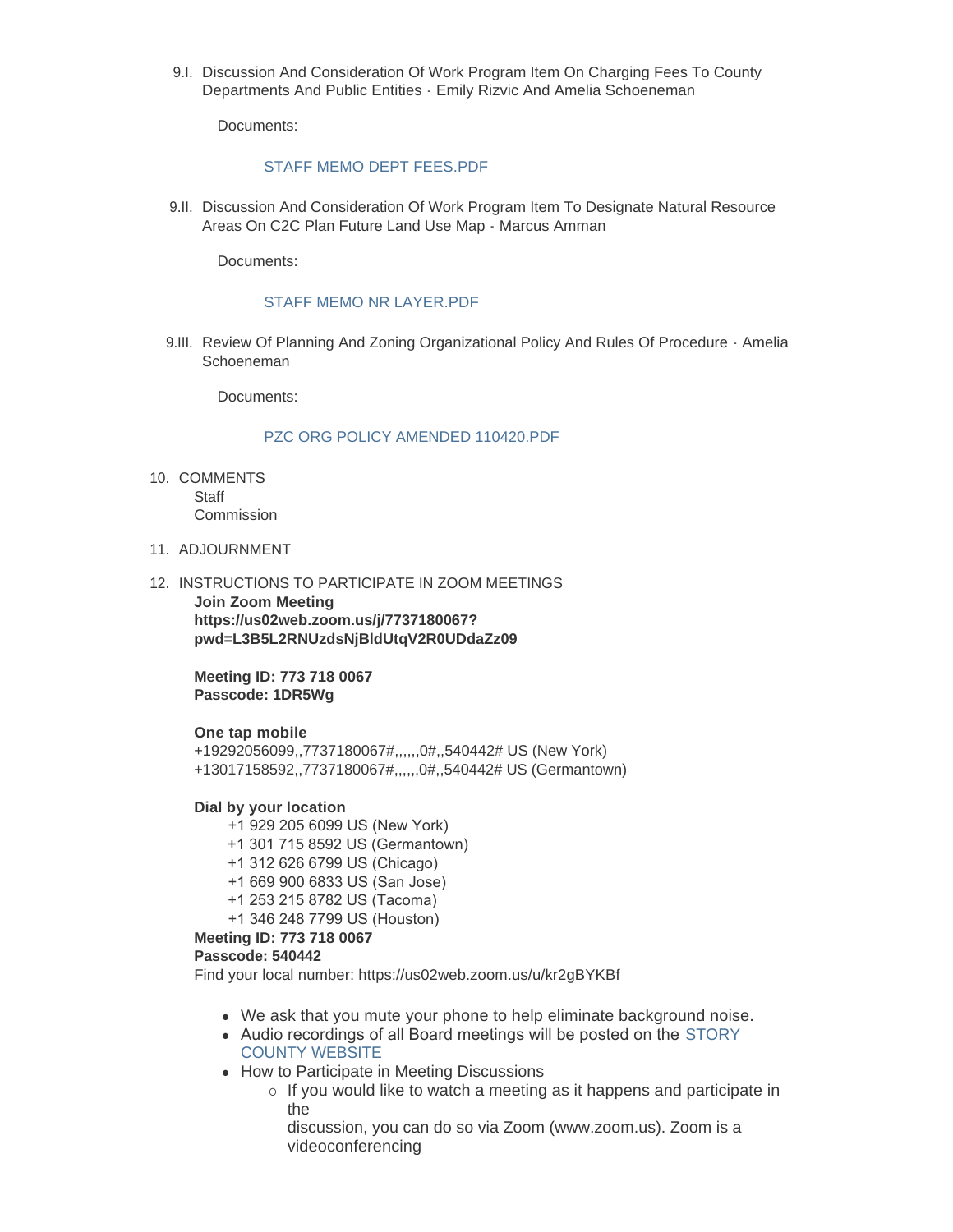9.I. Discussion And Consideration Of Work Program Item On Charging Fees To County Departments And Public Entities - Emily Rizvic And Amelia Schoeneman

Documents:

STAFF MEMO DEPT FEES.PDF

9.II. Discussion And Consideration Of Work Program Item To Designate Natural Resource Areas On C2C Plan Future Land Use Map - Marcus Amman

Documents:

STAFF MEMO NR LAYER.PDF

9.III. Review Of Planning And Zoning Organizational Policy And Rules Of Procedure - Amelia Schoeneman

Documents:

PZC ORG POLICY AMENDED 110420.PDF

10. COMMENTS
    Staff
    Commission

11. ADJOURNMENT

12. INSTRUCTIONS TO PARTICIPATE IN ZOOM MEETINGS

**Join Zoom Meeting**
**https://us02web.zoom.us/j/7737180067?pwd=L3B5L2RNUzdsNjBldUtqV2R0UDdaZz09**

**Meeting ID: 773 718 0067**
**Passcode: 1DR5Wg**

**One tap mobile**
+19292056099,,7737180067#,,,,,,0#,,540442# US (New York)
+13017158592,,7737180067#,,,,,,0#,,540442# US (Germantown)

**Dial by your location**
+1 929 205 6099 US (New York)
+1 301 715 8592 US (Germantown)
+1 312 626 6799 US (Chicago)
+1 669 900 6833 US (San Jose)
+1 253 215 8782 US (Tacoma)
+1 346 248 7799 US (Houston)

**Meeting ID: 773 718 0067**
**Passcode: 540442**
Find your local number: https://us02web.zoom.us/u/kr2gBYKBf

- We ask that you mute your phone to help eliminate background noise.
- Audio recordings of all Board meetings will be posted on the STORY COUNTY WEBSITE
- How to Participate in Meeting Discussions
  - If you would like to watch a meeting as it happens and participate in the discussion, you can do so via Zoom (www.zoom.us). Zoom is a videoconferencing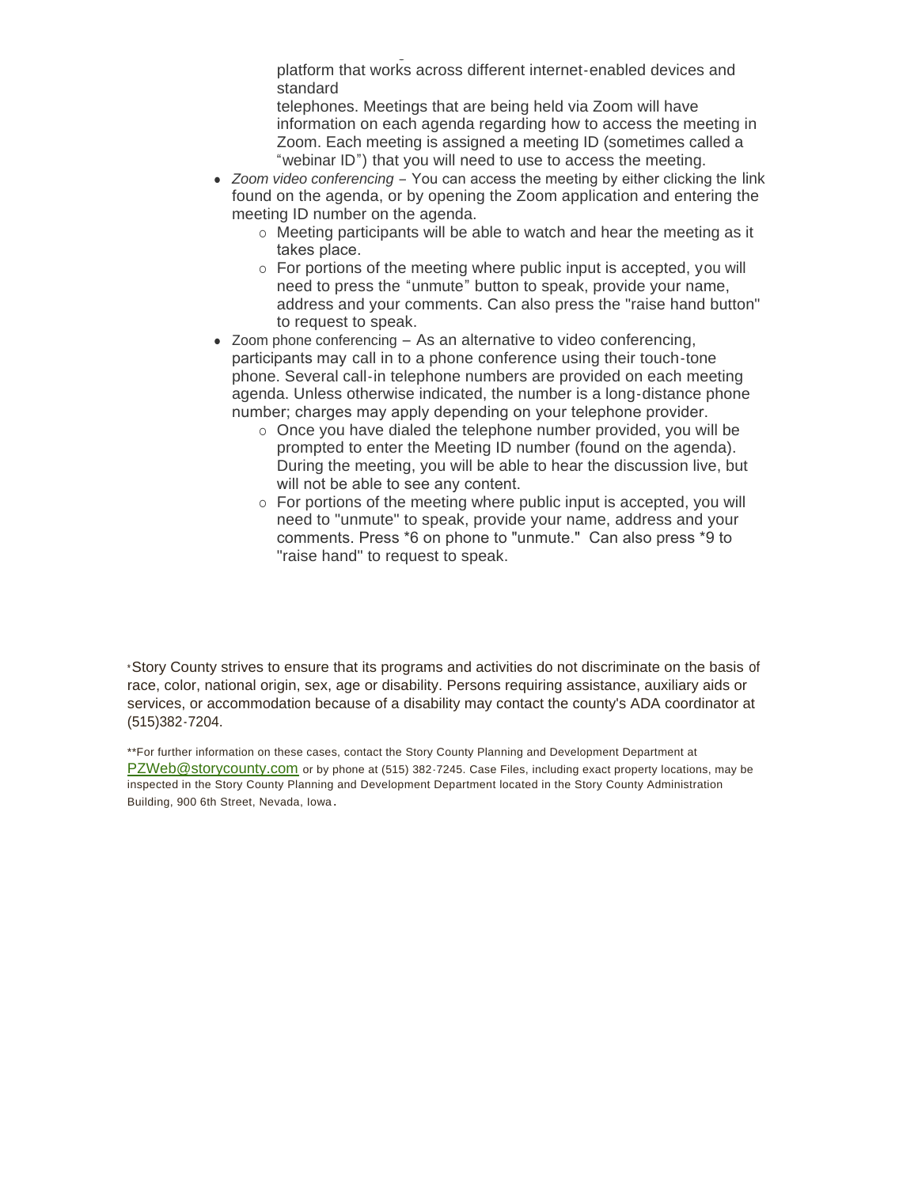platform that works across different internet-enabled devices and standard telephones. Meetings that are being held via Zoom will have information on each agenda regarding how to access the meeting in Zoom. Each meeting is assigned a meeting ID (sometimes called a "webinar ID") that you will need to use to access the meeting.

- *Zoom video conferencing* – You can access the meeting by either clicking the link found on the agenda, or by opening the Zoom application and entering the meeting ID number on the agenda.
  - Meeting participants will be able to watch and hear the meeting as it takes place.
  - For portions of the meeting where public input is accepted, you will need to press the "unmute" button to speak, provide your name, address and your comments. Can also press the "raise hand button" to request to speak.
- Zoom phone conferencing – As an alternative to video conferencing, participants may call in to a phone conference using their touch-tone phone. Several call-in telephone numbers are provided on each meeting agenda. Unless otherwise indicated, the number is a long-distance phone number; charges may apply depending on your telephone provider.
  - Once you have dialed the telephone number provided, you will be prompted to enter the Meeting ID number (found on the agenda). During the meeting, you will be able to hear the discussion live, but will not be able to see any content.
  - For portions of the meeting where public input is accepted, you will need to "unmute" to speak, provide your name, address and your comments. Press *6 on phone to "unmute." Can also press *9 to "raise hand" to request to speak.

*Story County strives to ensure that its programs and activities do not discriminate on the basis of race, color, national origin, sex, age or disability. Persons requiring assistance, auxiliary aids or services, or accommodation because of a disability may contact the county's ADA coordinator at (515)382-7204.

**For further information on these cases, contact the Story County Planning and Development Department at PZWeb@storycounty.com or by phone at (515) 382-7245. Case Files, including exact property locations, may be inspected in the Story County Planning and Development Department located in the Story County Administration Building, 900 6th Street, Nevada, Iowa.